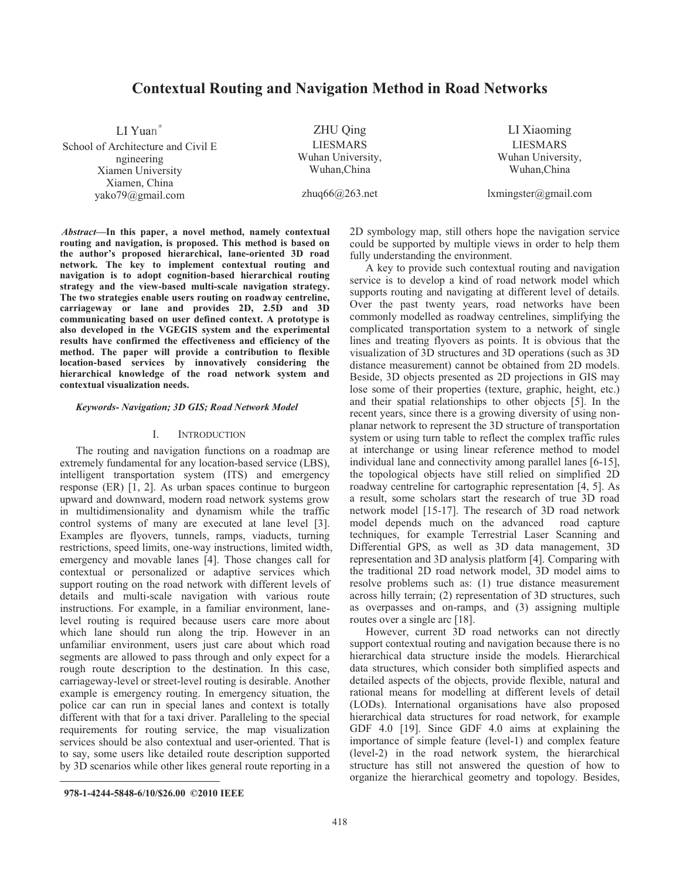# Contextual Routing and Navigation Method in Road Networks

LI Yuan*
School of Architecture and Civil Engineering
Xiamen University
Xiamen, China
yako79@gmail.com

ZHU Qing
LIESMARS
Wuhan University,
Wuhan,China
zhuq66@263.net

LI Xiaoming
LIESMARS
Wuhan University,
Wuhan,China
lxmingster@gmail.com

***Abstract*—In this paper, a novel method, namely contextual routing and navigation, is proposed. This method is based on the author's proposed hierarchical, lane-oriented 3D road network. The key to implement contextual routing and navigation is to adopt cognition-based hierarchical routing strategy and the view-based multi-scale navigation strategy. The two strategies enable users routing on roadway centreline, carriageway or lane and provides 2D, 2.5D and 3D communicating based on user defined context. A prototype is also developed in the VGEGIS system and the experimental results have confirmed the effectiveness and efficiency of the method. The paper will provide a contribution to flexible location-based services by innovatively considering the hierarchical knowledge of the road network system and contextual visualization needs.**

***Keywords- Navigation; 3D GIS; Road Network Model***

## I. Introduction

The routing and navigation functions on a roadmap are extremely fundamental for any location-based service (LBS), intelligent transportation system (ITS) and emergency response (ER) [1, 2]. As urban spaces continue to burgeon upward and downward, modern road network systems grow in multidimensionality and dynamism while the traffic control systems of many are executed at lane level [3]. Examples are flyovers, tunnels, ramps, viaducts, turning restrictions, speed limits, one-way instructions, limited width, emergency and movable lanes [4]. Those changes call for contextual or personalized or adaptive services which support routing on the road network with different levels of details and multi-scale navigation with various route instructions. For example, in a familiar environment, lane-level routing is required because users care more about which lane should run along the trip. However in an unfamiliar environment, users just care about which road segments are allowed to pass through and only expect for a rough route description to the destination. In this case, carriageway-level or street-level routing is desirable. Another example is emergency routing. In emergency situation, the police car can run in special lanes and context is totally different with that for a taxi driver. Paralleling to the special requirements for routing service, the map visualization services should be also contextual and user-oriented. That is to say, some users like detailed route description supported by 3D scenarios while other likes general route reporting in a 2D symbology map, still others hope the navigation service could be supported by multiple views in order to help them fully understanding the environment.

A key to provide such contextual routing and navigation service is to develop a kind of road network model which supports routing and navigating at different level of details. Over the past twenty years, road networks have been commonly modelled as roadway centrelines, simplifying the complicated transportation system to a network of single lines and treating flyovers as points. It is obvious that the visualization of 3D structures and 3D operations (such as 3D distance measurement) cannot be obtained from 2D models. Beside, 3D objects presented as 2D projections in GIS may lose some of their properties (texture, graphic, height, etc.) and their spatial relationships to other objects [5]. In the recent years, since there is a growing diversity of using non-planar network to represent the 3D structure of transportation system or using turn table to reflect the complex traffic rules at interchange or using linear reference method to model individual lane and connectivity among parallel lanes [6-15], the topological objects have still relied on simplified 2D roadway centreline for cartographic representation [4, 5]. As a result, some scholars start the research of true 3D road network model [15-17]. The research of 3D road network model depends much on the advanced road capture techniques, for example Terrestrial Laser Scanning and Differential GPS, as well as 3D data management, 3D representation and 3D analysis platform [4]. Comparing with the traditional 2D road network model, 3D model aims to resolve problems such as: (1) true distance measurement across hilly terrain; (2) representation of 3D structures, such as overpasses and on-ramps, and (3) assigning multiple routes over a single arc [18].

However, current 3D road networks can not directly support contextual routing and navigation because there is no hierarchical data structure inside the models. Hierarchical data structures, which consider both simplified aspects and detailed aspects of the objects, provide flexible, natural and rational means for modelling at different levels of detail (LODs). International organisations have also proposed hierarchical data structures for road network, for example GDF 4.0 [19]. Since GDF 4.0 aims at explaining the importance of simple feature (level-1) and complex feature (level-2) in the road network system, the hierarchical structure has still not answered the question of how to organize the hierarchical geometry and topology. Besides,

978-1-4244-5848-6/10/$26.00 ©2010 IEEE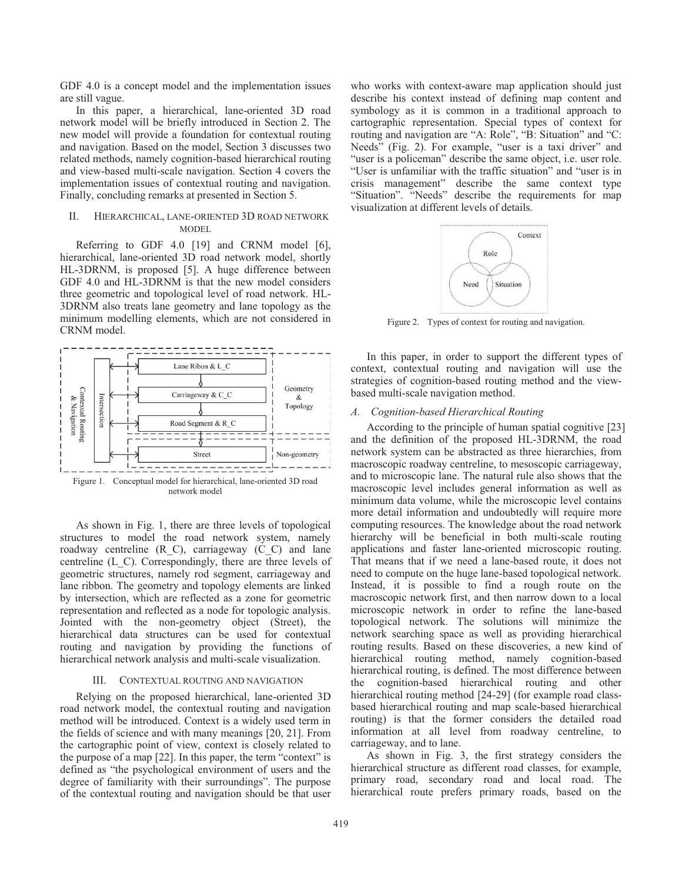GDF 4.0 is a concept model and the implementation issues are still vague.

In this paper, a hierarchical, lane-oriented 3D road network model will be briefly introduced in Section 2. The new model will provide a foundation for contextual routing and navigation. Based on the model, Section 3 discusses two related methods, namely cognition-based hierarchical routing and view-based multi-scale navigation. Section 4 covers the implementation issues of contextual routing and navigation. Finally, concluding remarks at presented in Section 5.

## II. Hierarchical, Lane-Oriented 3D Road Network Model

Referring to GDF 4.0 [19] and CRNM model [6], hierarchical, lane-oriented 3D road network model, shortly HL-3DRNM, is proposed [5]. A huge difference between GDF 4.0 and HL-3DRNM is that the new model considers three geometric and topological level of road network. HL-3DRNM also treats lane geometry and lane topology as the minimum modelling elements, which are not considered in CRNM model.

Figure 1. Conceptual model for hierarchical, lane-oriented 3D road network model

As shown in Fig. 1, there are three levels of topological structures to model the road network system, namely roadway centreline (R_C), carriageway (C_C) and lane centreline (L_C). Correspondingly, there are three levels of geometric structures, namely rod segment, carriageway and lane ribbon. The geometry and topology elements are linked by intersection, which are reflected as a zone for geometric representation and reflected as a node for topologic analysis. Jointed with the non-geometry object (Street), the hierarchical data structures can be used for contextual routing and navigation by providing the functions of hierarchical network analysis and multi-scale visualization.

## III. Contextual Routing and Navigation

Relying on the proposed hierarchical, lane-oriented 3D road network model, the contextual routing and navigation method will be introduced. Context is a widely used term in the fields of science and with many meanings [20, 21]. From the cartographic point of view, context is closely related to the purpose of a map [22]. In this paper, the term "context" is defined as "the psychological environment of users and the degree of familiarity with their surroundings". The purpose of the contextual routing and navigation should be that user who works with context-aware map application should just describe his context instead of defining map content and symbology as it is common in a traditional approach to cartographic representation. Special types of context for routing and navigation are "A: Role", "B: Situation" and "C: Needs" (Fig. 2). For example, "user is a taxi driver" and "user is a policeman" describe the same object, i.e. user role. "User is unfamiliar with the traffic situation" and "user is in crisis management" describe the same context type "Situation". "Needs" describe the requirements for map visualization at different levels of details.

Figure 2. Types of context for routing and navigation.

In this paper, in order to support the different types of context, contextual routing and navigation will use the strategies of cognition-based routing method and the view-based multi-scale navigation method.

### A. Cognition-based Hierarchical Routing

According to the principle of human spatial cognitive [23] and the definition of the proposed HL-3DRNM, the road network system can be abstracted as three hierarchies, from macroscopic roadway centreline, to mesoscopic carriageway, and to microscopic lane. The natural rule also shows that the macroscopic level includes general information as well as minimum data volume, while the microscopic level contains more detail information and undoubtedly will require more computing resources. The knowledge about the road network hierarchy will be beneficial in both multi-scale routing applications and faster lane-oriented microscopic routing. That means that if we need a lane-based route, it does not need to compute on the huge lane-based topological network. Instead, it is possible to find a rough route on the macroscopic network first, and then narrow down to a local microscopic network in order to refine the lane-based topological network. The solutions will minimize the network searching space as well as providing hierarchical routing results. Based on these discoveries, a new kind of hierarchical routing method, namely cognition-based hierarchical routing, is defined. The most difference between the cognition-based hierarchical routing and other hierarchical routing method [24-29] (for example road class-based hierarchical routing and map scale-based hierarchical routing) is that the former considers the detailed road information at all level from roadway centreline, to carriageway, and to lane.

As shown in Fig. 3, the first strategy considers the hierarchical structure as different road classes, for example, primary road, secondary road and local road. The hierarchical route prefers primary roads, based on the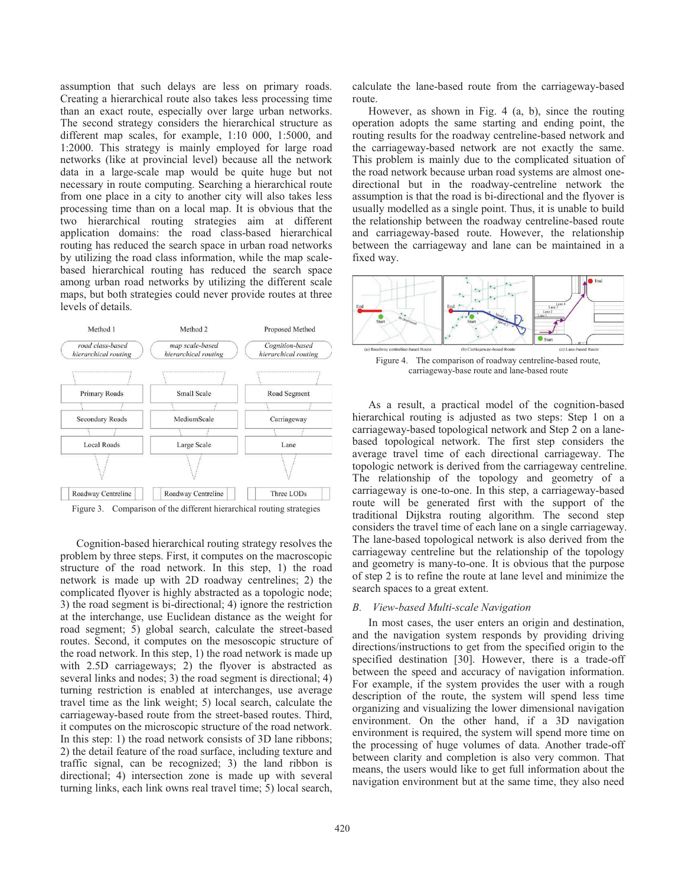assumption that such delays are less on primary roads. Creating a hierarchical route also takes less processing time than an exact route, especially over large urban networks. The second strategy considers the hierarchical structure as different map scales, for example, 1:10 000, 1:5000, and 1:2000. This strategy is mainly employed for large road networks (like at provincial level) because all the network data in a large-scale map would be quite huge but not necessary in route computing. Searching a hierarchical route from one place in a city to another city will also takes less processing time than on a local map. It is obvious that the two hierarchical routing strategies aim at different application domains: the road class-based hierarchical routing has reduced the search space in urban road networks by utilizing the road class information, while the map scale-based hierarchical routing has reduced the search space among urban road networks by utilizing the different scale maps, but both strategies could never provide routes at three levels of details.

| Method 1 | Method 2 | Proposed Method |
|---|---|---|
| *road class-based hierarchical routing* | *map scale-based hierarchical routing* | *Cognition-based hierarchical routing* |
| Primary Roads | Small Scale | Road Segment |
| Secondary Roads | MediumScale | Carriageway |
| Local Roads | Large Scale | Lane |
| Roadway Centreline | Roadway Centreline | Three LODs |

Figure 3. Comparison of the different hierarchical routing strategies

Cognition-based hierarchical routing strategy resolves the problem by three steps. First, it computes on the macroscopic structure of the road network. In this step, 1) the road network is made up with 2D roadway centrelines; 2) the complicated flyover is highly abstracted as a topologic node; 3) the road segment is bi-directional; 4) ignore the restriction at the interchange, use Euclidean distance as the weight for road segment; 5) global search, calculate the street-based routes. Second, it computes on the mesoscopic structure of the road network. In this step, 1) the road network is made up with 2.5D carriageways; 2) the flyover is abstracted as several links and nodes; 3) the road segment is directional; 4) turning restriction is enabled at interchanges, use average travel time as the link weight; 5) local search, calculate the carriageway-based route from the street-based routes. Third, it computes on the microscopic structure of the road network. In this step: 1) the road network consists of 3D lane ribbons; 2) the detail feature of the road surface, including texture and traffic signal, can be recognized; 3) the land ribbon is directional; 4) intersection zone is made up with several turning links, each link owns real travel time; 5) local search, calculate the lane-based route from the carriageway-based route.

However, as shown in Fig. 4 (a, b), since the routing operation adopts the same starting and ending point, the routing results for the roadway centreline-based network and the carriageway-based network are not exactly the same. This problem is mainly due to the complicated situation of the road network because urban road systems are almost one-directional but in the roadway-centreline network the assumption is that the road is bi-directional and the flyover is usually modelled as a single point. Thus, it is unable to build the relationship between the roadway centreline-based route and carriageway-based route. However, the relationship between the carriageway and lane can be maintained in a fixed way.

(a) Roadway centreline-based Route (b) Carriageway-based Route (c) Lane-based Route

Figure 4. The comparison of roadway centreline-based route, carriageway-base route and lane-based route

As a result, a practical model of the cognition-based hierarchical routing is adjusted as two steps: Step 1 on a carriageway-based topological network and Step 2 on a lane-based topological network. The first step considers the average travel time of each directional carriageway. The topologic network is derived from the carriageway centreline. The relationship of the topology and geometry of a carriageway is one-to-one. In this step, a carriageway-based route will be generated first with the support of the traditional Dijkstra routing algorithm. The second step considers the travel time of each lane on a single carriageway. The lane-based topological network is also derived from the carriageway centreline but the relationship of the topology and geometry is many-to-one. It is obvious that the purpose of step 2 is to refine the route at lane level and minimize the search spaces to a great extent.

### *B. View-based Multi-scale Navigation*

In most cases, the user enters an origin and destination, and the navigation system responds by providing driving directions/instructions to get from the specified origin to the specified destination [30]. However, there is a trade-off between the speed and accuracy of navigation information. For example, if the system provides the user with a rough description of the route, the system will spend less time organizing and visualizing the lower dimensional navigation environment. On the other hand, if a 3D navigation environment is required, the system will spend more time on the processing of huge volumes of data. Another trade-off between clarity and completion is also very common. That means, the users would like to get full information about the navigation environment but at the same time, they also need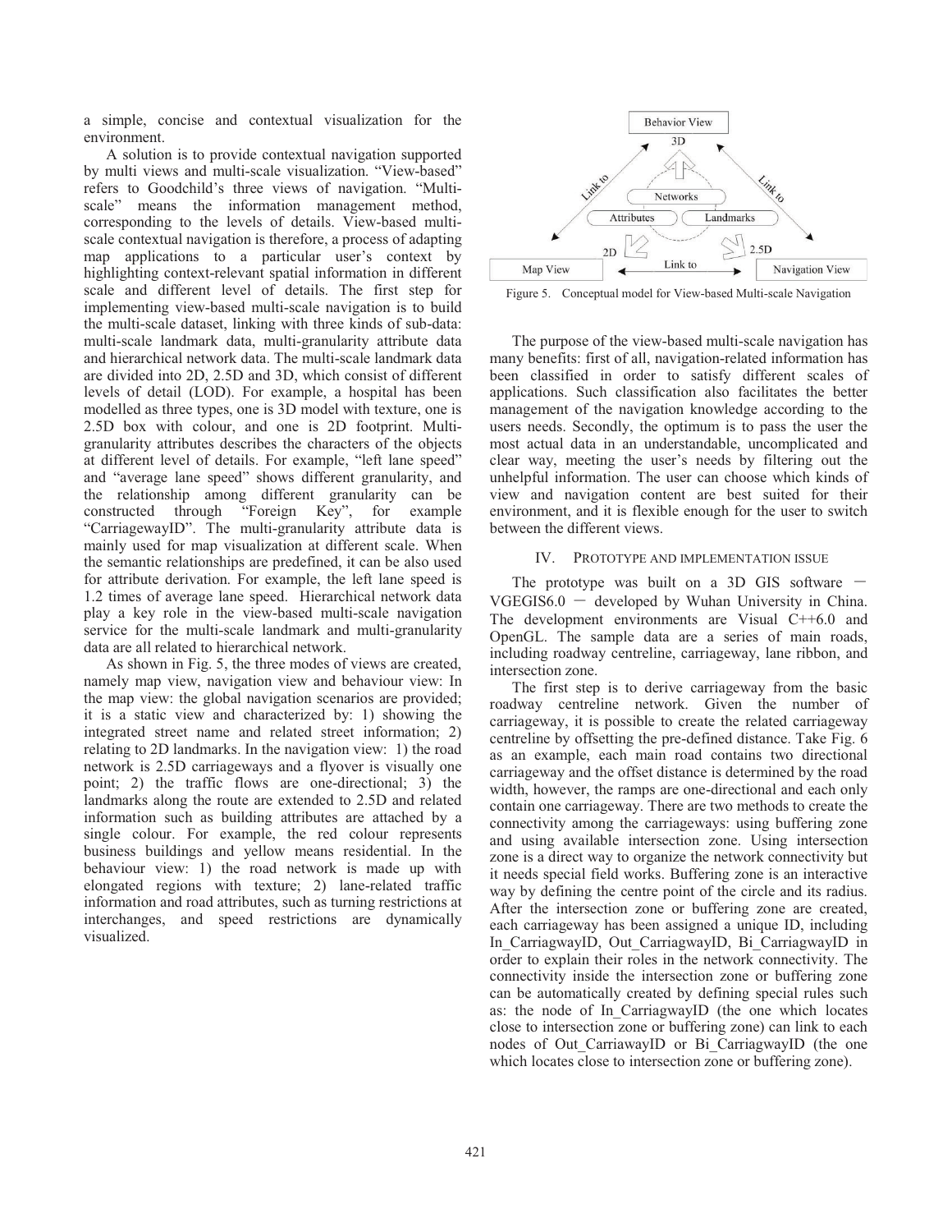a simple, concise and contextual visualization for the environment.

A solution is to provide contextual navigation supported by multi views and multi-scale visualization. "View-based" refers to Goodchild's three views of navigation. "Multi-scale" means the information management method, corresponding to the levels of details. View-based multi-scale contextual navigation is therefore, a process of adapting map applications to a particular user's context by highlighting context-relevant spatial information in different scale and different level of details. The first step for implementing view-based multi-scale navigation is to build the multi-scale dataset, linking with three kinds of sub-data: multi-scale landmark data, multi-granularity attribute data and hierarchical network data. The multi-scale landmark data are divided into 2D, 2.5D and 3D, which consist of different levels of detail (LOD). For example, a hospital has been modelled as three types, one is 3D model with texture, one is 2.5D box with colour, and one is 2D footprint. Multi-granularity attributes describes the characters of the objects at different level of details. For example, "left lane speed" and "average lane speed" shows different granularity, and the relationship among different granularity can be constructed through "Foreign Key", for example "CarriagewayID". The multi-granularity attribute data is mainly used for map visualization at different scale. When the semantic relationships are predefined, it can be also used for attribute derivation. For example, the left lane speed is 1.2 times of average lane speed. Hierarchical network data play a key role in the view-based multi-scale navigation service for the multi-scale landmark and multi-granularity data are all related to hierarchical network.

As shown in Fig. 5, the three modes of views are created, namely map view, navigation view and behaviour view: In the map view: the global navigation scenarios are provided; it is a static view and characterized by: 1) showing the integrated street name and related street information; 2) relating to 2D landmarks. In the navigation view: 1) the road network is 2.5D carriageways and a flyover is visually one point; 2) the traffic flows are one-directional; 3) the landmarks along the route are extended to 2.5D and related information such as building attributes are attached by a single colour. For example, the red colour represents business buildings and yellow means residential. In the behaviour view: 1) the road network is made up with elongated regions with texture; 2) lane-related traffic information and road attributes, such as turning restrictions at interchanges, and speed restrictions are dynamically visualized.

Figure 5. Conceptual model for View-based Multi-scale Navigation

The purpose of the view-based multi-scale navigation has many benefits: first of all, navigation-related information has been classified in order to satisfy different scales of applications. Such classification also facilitates the better management of the navigation knowledge according to the users needs. Secondly, the optimum is to pass the user the most actual data in an understandable, uncomplicated and clear way, meeting the user's needs by filtering out the unhelpful information. The user can choose which kinds of view and navigation content are best suited for their environment, and it is flexible enough for the user to switch between the different views.

## IV. Prototype and Implementation Issue

The prototype was built on a 3D GIS software — VGEGIS6.0 — developed by Wuhan University in China. The development environments are Visual C++6.0 and OpenGL. The sample data are a series of main roads, including roadway centreline, carriageway, lane ribbon, and intersection zone.

The first step is to derive carriageway from the basic roadway centreline network. Given the number of carriageway, it is possible to create the related carriageway centreline by offsetting the pre-defined distance. Take Fig. 6 as an example, each main road contains two directional carriageway and the offset distance is determined by the road width, however, the ramps are one-directional and each only contain one carriageway. There are two methods to create the connectivity among the carriageways: using buffering zone and using available intersection zone. Using intersection zone is a direct way to organize the network connectivity but it needs special field works. Buffering zone is an interactive way by defining the centre point of the circle and its radius. After the intersection zone or buffering zone are created, each carriageway has been assigned a unique ID, including In_CarriagwayID, Out_CarriagwayID, Bi_CarriagwayID in order to explain their roles in the network connectivity. The connectivity inside the intersection zone or buffering zone can be automatically created by defining special rules such as: the node of In_CarriagwayID (the one which locates close to intersection zone or buffering zone) can link to each nodes of Out_CarriawayID or Bi_CarriagwayID (the one which locates close to intersection zone or buffering zone).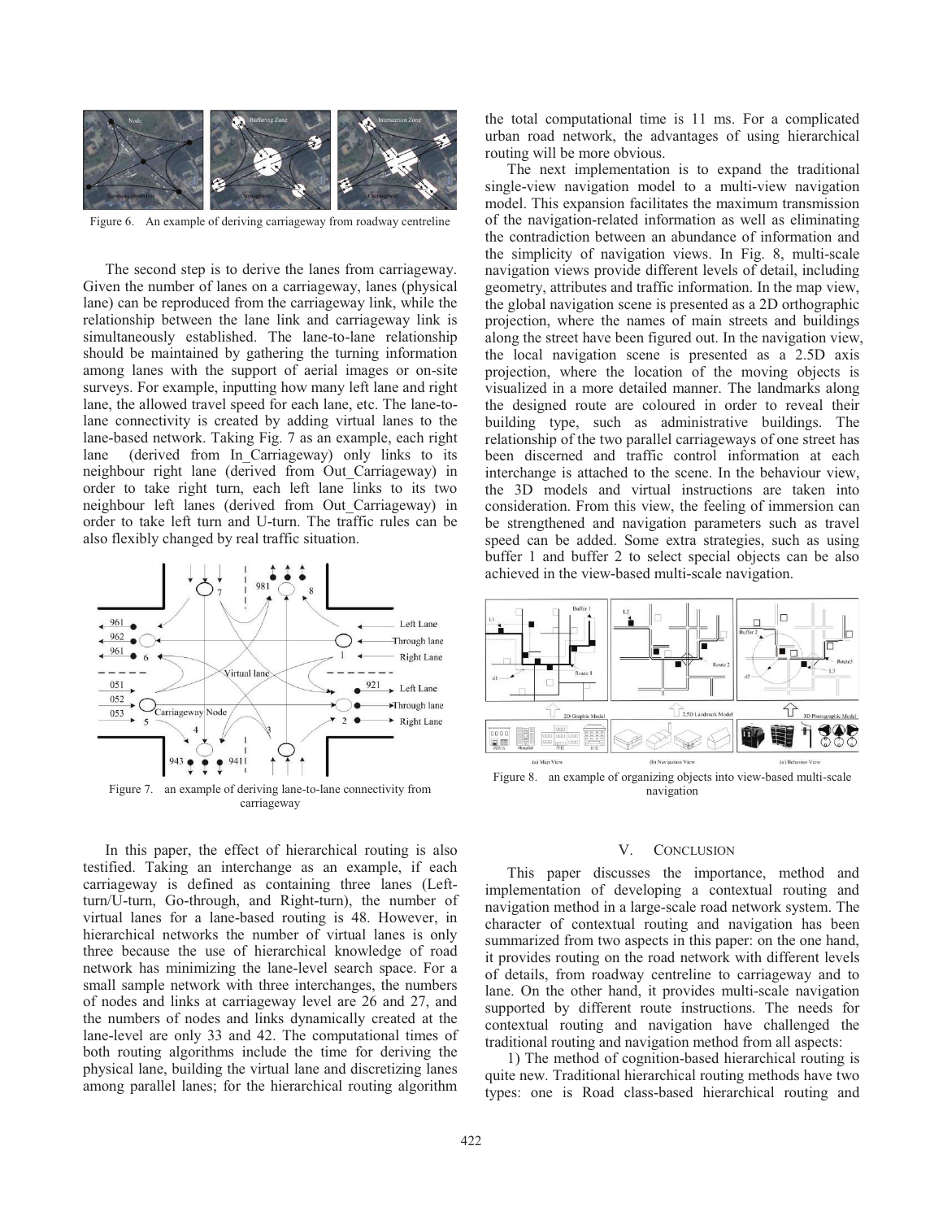Figure 6. An example of deriving carriageway from roadway centreline

The second step is to derive the lanes from carriageway. Given the number of lanes on a carriageway, lanes (physical lane) can be reproduced from the carriageway link, while the relationship between the lane link and carriageway link is simultaneously established. The lane-to-lane relationship should be maintained by gathering the turning information among lanes with the support of aerial images or on-site surveys. For example, inputting how many left lane and right lane, the allowed travel speed for each lane, etc. The lane-to-lane connectivity is created by adding virtual lanes to the lane-based network. Taking Fig. 7 as an example, each right lane (derived from In_Carriageway) only links to its neighbour right lane (derived from Out_Carriageway) in order to take right turn, each left lane links to its two neighbour left lanes (derived from Out_Carriageway) in order to take left turn and U-turn. The traffic rules can be also flexibly changed by real traffic situation.

Figure 7. an example of deriving lane-to-lane connectivity from carriageway

In this paper, the effect of hierarchical routing is also testified. Taking an interchange as an example, if each carriageway is defined as containing three lanes (Left-turn/U-turn, Go-through, and Right-turn), the number of virtual lanes for a lane-based routing is 48. However, in hierarchical networks the number of virtual lanes is only three because the use of hierarchical knowledge of road network has minimizing the lane-level search space. For a small sample network with three interchanges, the numbers of nodes and links at carriageway level are 26 and 27, and the numbers of nodes and links dynamically created at the lane-level are only 33 and 42. The computational times of both routing algorithms include the time for deriving the physical lane, building the virtual lane and discretizing lanes among parallel lanes; for the hierarchical routing algorithm the total computational time is 11 ms. For a complicated urban road network, the advantages of using hierarchical routing will be more obvious.

The next implementation is to expand the traditional single-view navigation model to a multi-view navigation model. This expansion facilitates the maximum transmission of the navigation-related information as well as eliminating the contradiction between an abundance of information and the simplicity of navigation views. In Fig. 8, multi-scale navigation views provide different levels of detail, including geometry, attributes and traffic information. In the map view, the global navigation scene is presented as a 2D orthographic projection, where the names of main streets and buildings along the street have been figured out. In the navigation view, the local navigation scene is presented as a 2.5D axis projection, where the location of the moving objects is visualized in a more detailed manner. The landmarks along the designed route are coloured in order to reveal their building type, such as administrative buildings. The relationship of the two parallel carriageways of one street has been discerned and traffic control information at each interchange is attached to the scene. In the behaviour view, the 3D models and virtual instructions are taken into consideration. From this view, the feeling of immersion can be strengthened and navigation parameters such as travel speed can be added. Some extra strategies, such as using buffer 1 and buffer 2 to select special objects can be also achieved in the view-based multi-scale navigation.

Figure 8. an example of organizing objects into view-based multi-scale navigation

## V. Conclusion

This paper discusses the importance, method and implementation of developing a contextual routing and navigation method in a large-scale road network system. The character of contextual routing and navigation has been summarized from two aspects in this paper: on the one hand, it provides routing on the road network with different levels of details, from roadway centreline to carriageway and to lane. On the other hand, it provides multi-scale navigation supported by different route instructions. The needs for contextual routing and navigation have challenged the traditional routing and navigation method from all aspects:

1) The method of cognition-based hierarchical routing is quite new. Traditional hierarchical routing methods have two types: one is Road class-based hierarchical routing and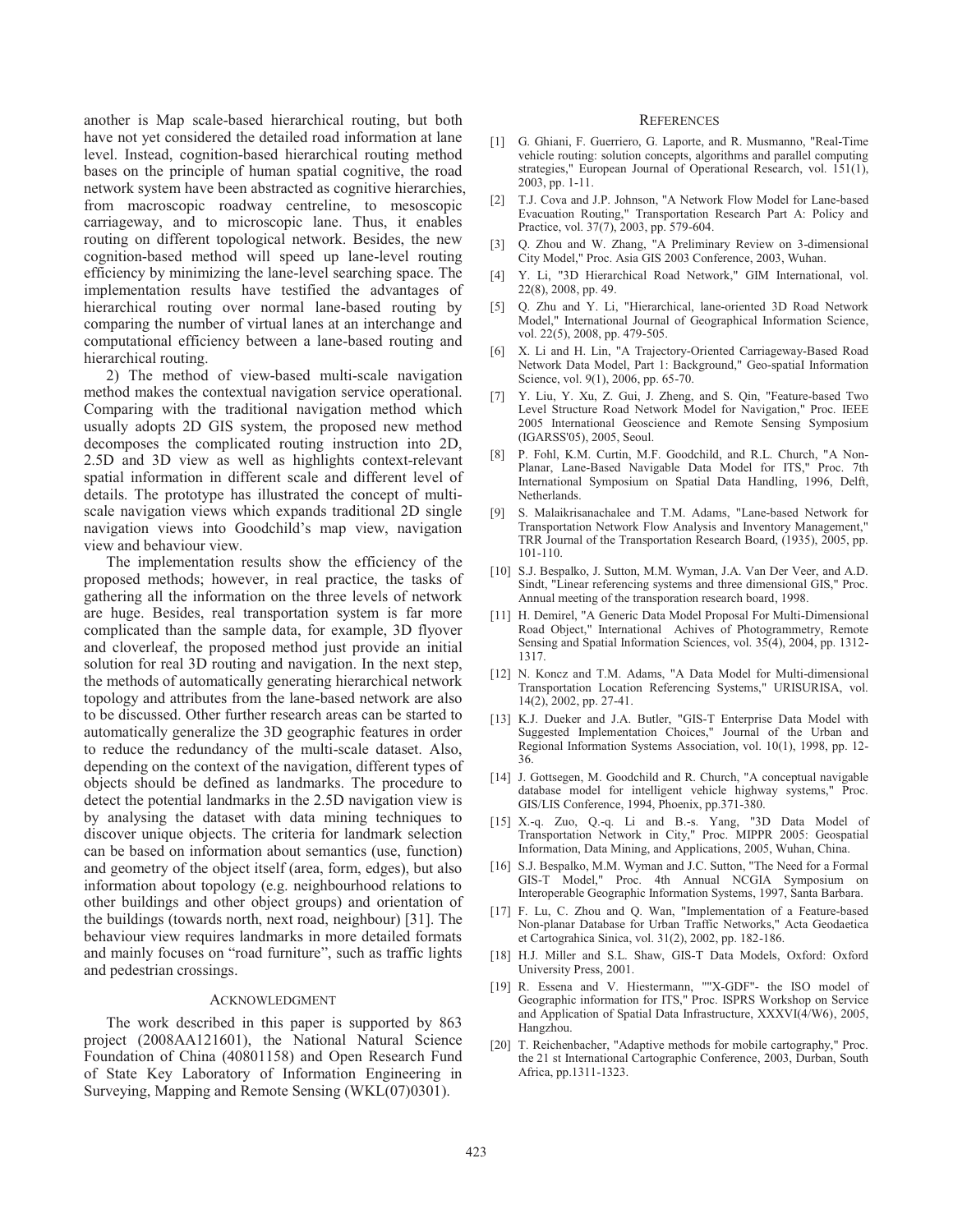another is Map scale-based hierarchical routing, but both have not yet considered the detailed road information at lane level. Instead, cognition-based hierarchical routing method bases on the principle of human spatial cognitive, the road network system have been abstracted as cognitive hierarchies, from macroscopic roadway centreline, to mesoscopic carriageway, and to microscopic lane. Thus, it enables routing on different topological network. Besides, the new cognition-based method will speed up lane-level routing efficiency by minimizing the lane-level searching space. The implementation results have testified the advantages of hierarchical routing over normal lane-based routing by comparing the number of virtual lanes at an interchange and computational efficiency between a lane-based routing and hierarchical routing.

2) The method of view-based multi-scale navigation method makes the contextual navigation service operational. Comparing with the traditional navigation method which usually adopts 2D GIS system, the proposed new method decomposes the complicated routing instruction into 2D, 2.5D and 3D view as well as highlights context-relevant spatial information in different scale and different level of details. The prototype has illustrated the concept of multi-scale navigation views which expands traditional 2D single navigation views into Goodchild's map view, navigation view and behaviour view.

The implementation results show the efficiency of the proposed methods; however, in real practice, the tasks of gathering all the information on the three levels of network are huge. Besides, real transportation system is far more complicated than the sample data, for example, 3D flyover and cloverleaf, the proposed method just provide an initial solution for real 3D routing and navigation. In the next step, the methods of automatically generating hierarchical network topology and attributes from the lane-based network are also to be discussed. Other further research areas can be started to automatically generalize the 3D geographic features in order to reduce the redundancy of the multi-scale dataset. Also, depending on the context of the navigation, different types of objects should be defined as landmarks. The procedure to detect the potential landmarks in the 2.5D navigation view is by analysing the dataset with data mining techniques to discover unique objects. The criteria for landmark selection can be based on information about semantics (use, function) and geometry of the object itself (area, form, edges), but also information about topology (e.g. neighbourhood relations to other buildings and other object groups) and orientation of the buildings (towards north, next road, neighbour) [31]. The behaviour view requires landmarks in more detailed formats and mainly focuses on "road furniture", such as traffic lights and pedestrian crossings.

## ACKNOWLEDGMENT

The work described in this paper is supported by 863 project (2008AA121601), the National Natural Science Foundation of China (40801158) and Open Research Fund of State Key Laboratory of Information Engineering in Surveying, Mapping and Remote Sensing (WKL(07)0301).

## REFERENCES

[1] G. Ghiani, F. Guerriero, G. Laporte, and R. Musmanno, "Real-Time vehicle routing: solution concepts, algorithms and parallel computing strategies," European Journal of Operational Research, vol. 151(1), 2003, pp. 1-11.

[2] T.J. Cova and J.P. Johnson, "A Network Flow Model for Lane-based Evacuation Routing," Transportation Research Part A: Policy and Practice, vol. 37(7), 2003, pp. 579-604.

[3] Q. Zhou and W. Zhang, "A Preliminary Review on 3-dimensional City Model," Proc. Asia GIS 2003 Conference, 2003, Wuhan.

[4] Y. Li, "3D Hierarchical Road Network," GIM International, vol. 22(8), 2008, pp. 49.

[5] Q. Zhu and Y. Li, "Hierarchical, lane-oriented 3D Road Network Model," International Journal of Geographical Information Science, vol. 22(5), 2008, pp. 479-505.

[6] X. Li and H. Lin, "A Trajectory-Oriented Carriageway-Based Road Network Data Model, Part 1: Background," Geo-spatiaI Information Science, vol. 9(1), 2006, pp. 65-70.

[7] Y. Liu, Y. Xu, Z. Gui, J. Zheng, and S. Qin, "Feature-based Two Level Structure Road Network Model for Navigation," Proc. IEEE 2005 International Geoscience and Remote Sensing Symposium (IGARSS'05), 2005, Seoul.

[8] P. Fohl, K.M. Curtin, M.F. Goodchild, and R.L. Church, "A Non-Planar, Lane-Based Navigable Data Model for ITS," Proc. 7th International Symposium on Spatial Data Handling, 1996, Delft, Netherlands.

[9] S. Malaikrisanachalee and T.M. Adams, "Lane-based Network for Transportation Network Flow Analysis and Inventory Management," TRR Journal of the Transportation Research Board, (1935), 2005, pp. 101-110.

[10] S.J. Bespalko, J. Sutton, M.M. Wyman, J.A. Van Der Veer, and A.D. Sindt, "Linear referencing systems and three dimensional GIS," Proc. Annual meeting of the transporation research board, 1998.

[11] H. Demirel, "A Generic Data Model Proposal For Multi-Dimensional Road Object," International Achives of Photogrammetry, Remote Sensing and Spatial Information Sciences, vol. 35(4), 2004, pp. 1312-1317.

[12] N. Koncz and T.M. Adams, "A Data Model for Multi-dimensional Transportation Location Referencing Systems," URISURISA, vol. 14(2), 2002, pp. 27-41.

[13] K.J. Dueker and J.A. Butler, "GIS-T Enterprise Data Model with Suggested Implementation Choices," Journal of the Urban and Regional Information Systems Association, vol. 10(1), 1998, pp. 12-36.

[14] J. Gottsegen, M. Goodchild and R. Church, "A conceptual navigable database model for intelligent vehicle highway systems," Proc. GIS/LIS Conference, 1994, Phoenix, pp.371-380.

[15] X.-q. Zuo, Q.-q. Li and B.-s. Yang, "3D Data Model of Transportation Network in City," Proc. MIPPR 2005: Geospatial Information, Data Mining, and Applications, 2005, Wuhan, China.

[16] S.J. Bespalko, M.M. Wyman and J.C. Sutton, "The Need for a Formal GIS-T Model," Proc. 4th Annual NCGIA Symposium on Interoperable Geographic Information Systems, 1997, Santa Barbara.

[17] F. Lu, C. Zhou and Q. Wan, "Implementation of a Feature-based Non-planar Database for Urban Traffic Networks," Acta Geodaetica et Cartograhica Sinica, vol. 31(2), 2002, pp. 182-186.

[18] H.J. Miller and S.L. Shaw, GIS-T Data Models, Oxford: Oxford University Press, 2001.

[19] R. Essena and V. Hiestermann, ""X-GDF"- the ISO model of Geographic information for ITS," Proc. ISPRS Workshop on Service and Application of Spatial Data Infrastructure, XXXVI(4/W6), 2005, Hangzhou.

[20] T. Reichenbacher, "Adaptive methods for mobile cartography," Proc. the 21 st International Cartographic Conference, 2003, Durban, South Africa, pp.1311-1323.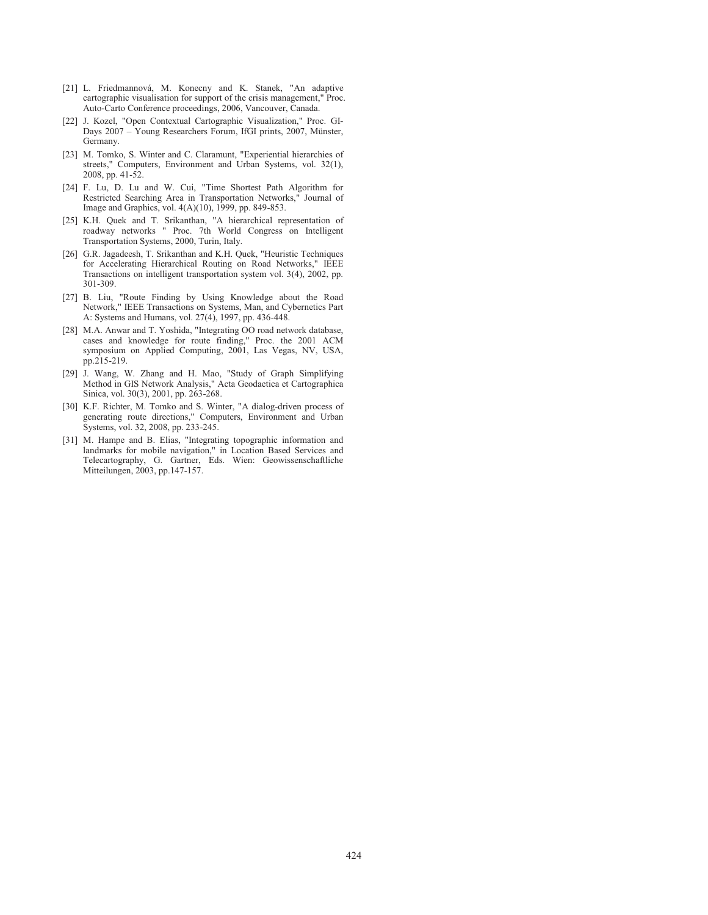[21] L. Friedmannová, M. Konecny and K. Stanek, "An adaptive cartographic visualisation for support of the crisis management," Proc. Auto-Carto Conference proceedings, 2006, Vancouver, Canada.

[22] J. Kozel, "Open Contextual Cartographic Visualization," Proc. GI-Days 2007 – Young Researchers Forum, IfGI prints, 2007, Münster, Germany.

[23] M. Tomko, S. Winter and C. Claramunt, "Experiential hierarchies of streets," Computers, Environment and Urban Systems, vol. 32(1), 2008, pp. 41-52.

[24] F. Lu, D. Lu and W. Cui, "Time Shortest Path Algorithm for Restricted Searching Area in Transportation Networks," Journal of Image and Graphics, vol. 4(A)(10), 1999, pp. 849-853.

[25] K.H. Quek and T. Srikanthan, "A hierarchical representation of roadway networks " Proc. 7th World Congress on Intelligent Transportation Systems, 2000, Turin, Italy.

[26] G.R. Jagadeesh, T. Srikanthan and K.H. Quek, "Heuristic Techniques for Accelerating Hierarchical Routing on Road Networks," IEEE Transactions on intelligent transportation system vol. 3(4), 2002, pp. 301-309.

[27] B. Liu, "Route Finding by Using Knowledge about the Road Network," IEEE Transactions on Systems, Man, and Cybernetics Part A: Systems and Humans, vol. 27(4), 1997, pp. 436-448.

[28] M.A. Anwar and T. Yoshida, "Integrating OO road network database, cases and knowledge for route finding," Proc. the 2001 ACM symposium on Applied Computing, 2001, Las Vegas, NV, USA, pp.215-219.

[29] J. Wang, W. Zhang and H. Mao, "Study of Graph Simplifying Method in GIS Network Analysis," Acta Geodaetica et Cartographica Sinica, vol. 30(3), 2001, pp. 263-268.

[30] K.F. Richter, M. Tomko and S. Winter, "A dialog-driven process of generating route directions," Computers, Environment and Urban Systems, vol. 32, 2008, pp. 233-245.

[31] M. Hampe and B. Elias, "Integrating topographic information and landmarks for mobile navigation," in Location Based Services and Telecartography, G. Gartner, Eds. Wien: Geowissenschaftliche Mitteilungen, 2003, pp.147-157.